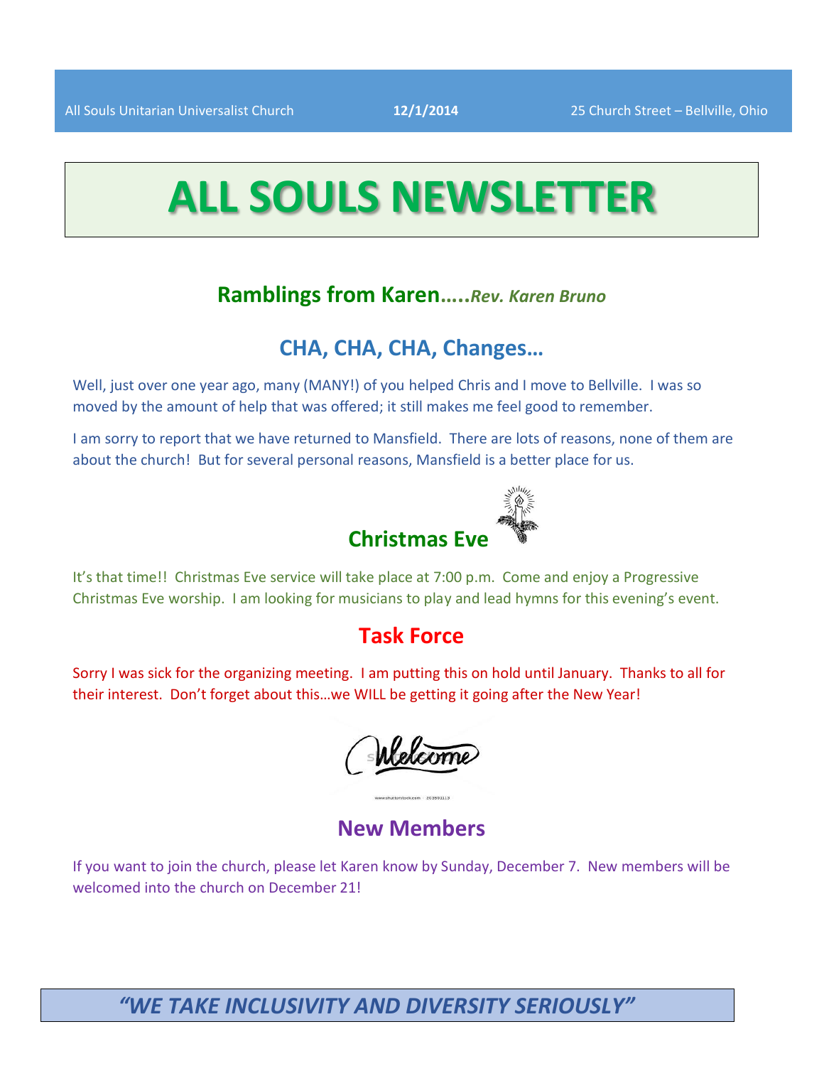All Souls Unitarian Universalist Church **12/1/2014** 25 Church Street – Bellville, Ohio

# ALL SOULS NEWSLETTER

## Ramblings from Karen…..*Rev. Karen Bruno*

## CHA, CHA, CHA, Changes…

Well, just over one year ago, many (MANY!) of you helped Chris and I move to Bellville. I was so moved by the amount of help that was offered; it still makes me feel good to remember.

I am sorry to report that we have returned to Mansfield. There are lots of reasons, none of them are about the church! But for several personal reasons, Mansfield is a better place for us.

## Christmas Eve

It's that time!! Christmas Eve service will take place at 7:00 p.m. Come and enjoy a Progressive Christmas Eve worship. I am looking for musicians to play and lead hymns for this evening's event.

## Task Force

Sorry I was sick for the organizing meeting. I am putting this on hold until January. Thanks to all for their interest. Don't forget about this…we WILL be getting it going after the New Year!

## New Members

If you want to join the church, please let Karen know by Sunday, December 7. New members will be welcomed into the church on December 21!

***"WE TAKE INCLUSIVITY AND DIVERSITY SERIOUSLY"***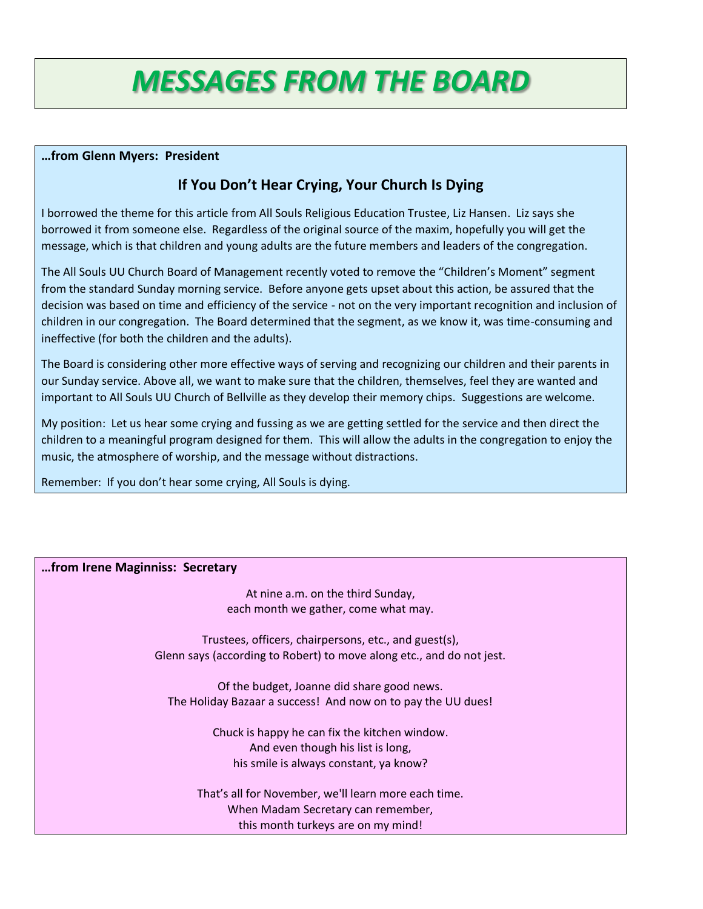# MESSAGES FROM THE BOARD

**…from Glenn Myers: President**

## If You Don't Hear Crying, Your Church Is Dying

I borrowed the theme for this article from All Souls Religious Education Trustee, Liz Hansen. Liz says she borrowed it from someone else. Regardless of the original source of the maxim, hopefully you will get the message, which is that children and young adults are the future members and leaders of the congregation.

The All Souls UU Church Board of Management recently voted to remove the "Children's Moment" segment from the standard Sunday morning service. Before anyone gets upset about this action, be assured that the decision was based on time and efficiency of the service - not on the very important recognition and inclusion of children in our congregation. The Board determined that the segment, as we know it, was time-consuming and ineffective (for both the children and the adults).

The Board is considering other more effective ways of serving and recognizing our children and their parents in our Sunday service. Above all, we want to make sure that the children, themselves, feel they are wanted and important to All Souls UU Church of Bellville as they develop their memory chips. Suggestions are welcome.

My position: Let us hear some crying and fussing as we are getting settled for the service and then direct the children to a meaningful program designed for them. This will allow the adults in the congregation to enjoy the music, the atmosphere of worship, and the message without distractions.

Remember: If you don't hear some crying, All Souls is dying.

**…from Irene Maginniss: Secretary**

At nine a.m. on the third Sunday,
each month we gather, come what may.

Trustees, officers, chairpersons, etc., and guest(s),
Glenn says (according to Robert) to move along etc., and do not jest.

Of the budget, Joanne did share good news.
The Holiday Bazaar a success! And now on to pay the UU dues!

Chuck is happy he can fix the kitchen window.
And even though his list is long,
his smile is always constant, ya know?

That's all for November, we'll learn more each time.
When Madam Secretary can remember,
this month turkeys are on my mind!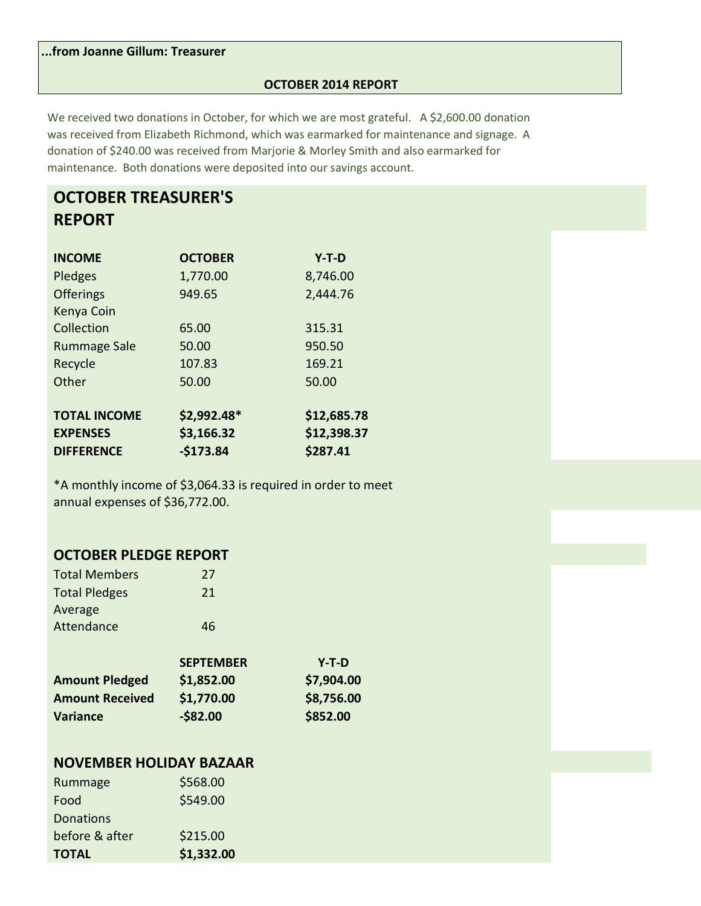**...from Joanne Gillum: Treasurer**

**OCTOBER 2014 REPORT**

We received two donations in October, for which we are most grateful. A $2,600.00 donation was received from Elizabeth Richmond, which was earmarked for maintenance and signage. A donation of $240.00 was received from Marjorie & Morley Smith and also earmarked for maintenance. Both donations were deposited into our savings account.

## OCTOBER TREASURER'S REPORT

| INCOME | OCTOBER | Y-T-D |
|---|---|---|
| Pledges | 1,770.00 | 8,746.00 |
| Offerings | 949.65 | 2,444.76 |
| Kenya Coin Collection | 65.00 | 315.31 |
| Rummage Sale | 50.00 | 950.50 |
| Recycle | 107.83 | 169.21 |
| Other | 50.00 | 50.00 |
| **TOTAL INCOME** | **$2,992.48*** | **$12,685.78** |
| **EXPENSES** | **$3,166.32** | **$12,398.37** |
| **DIFFERENCE** | **-$173.84** | **$287.41** |

*A monthly income of $3,064.33 is required in order to meet annual expenses of $36,772.00.

## OCTOBER PLEDGE REPORT

| | |
|---|---|
| Total Members | 27 |
| Total Pledges | 21 |
| Average Attendance | 46 |

| | SEPTEMBER | Y-T-D |
|---|---|---|
| **Amount Pledged** | **$1,852.00** | **$7,904.00** |
| **Amount Received** | **$1,770.00** | **$8,756.00** |
| **Variance** | **-$82.00** | **$852.00** |

## NOVEMBER HOLIDAY BAZAAR

| | |
|---|---|
| Rummage | $568.00 |
| Food | $549.00 |
| Donations before & after | $215.00 |
| **TOTAL** | **$1,332.00** |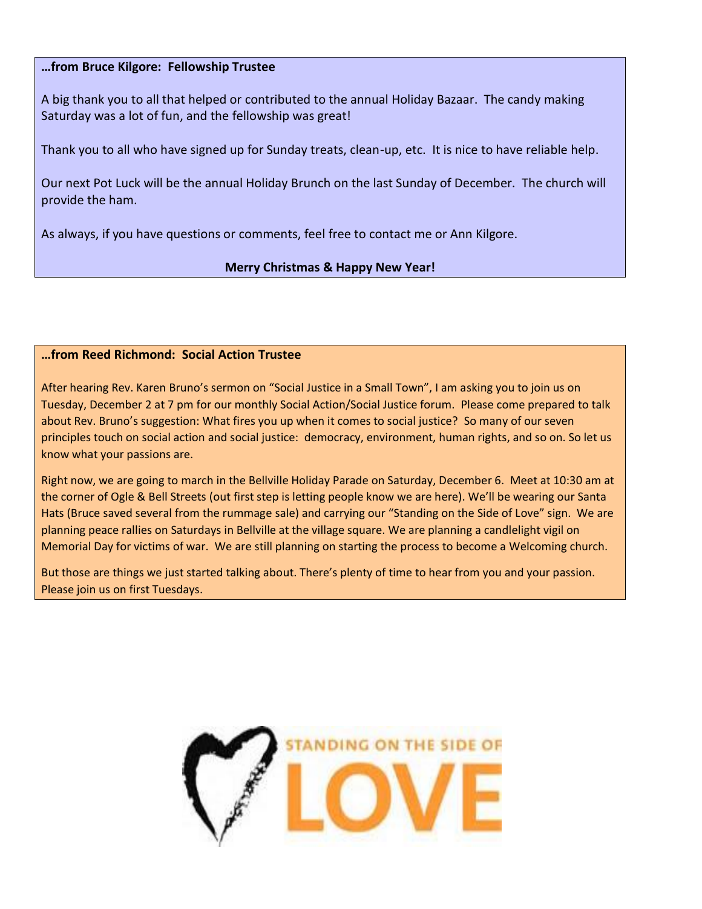**…from Bruce Kilgore: Fellowship Trustee**

A big thank you to all that helped or contributed to the annual Holiday Bazaar. The candy making Saturday was a lot of fun, and the fellowship was great!

Thank you to all who have signed up for Sunday treats, clean-up, etc. It is nice to have reliable help.

Our next Pot Luck will be the annual Holiday Brunch on the last Sunday of December. The church will provide the ham.

As always, if you have questions or comments, feel free to contact me or Ann Kilgore.

**Merry Christmas & Happy New Year!**

**…from Reed Richmond: Social Action Trustee**

After hearing Rev. Karen Bruno's sermon on "Social Justice in a Small Town", I am asking you to join us on Tuesday, December 2 at 7 pm for our monthly Social Action/Social Justice forum. Please come prepared to talk about Rev. Bruno's suggestion: What fires you up when it comes to social justice? So many of our seven principles touch on social action and social justice: democracy, environment, human rights, and so on. So let us know what your passions are.

Right now, we are going to march in the Bellville Holiday Parade on Saturday, December 6. Meet at 10:30 am at the corner of Ogle & Bell Streets (out first step is letting people know we are here). We'll be wearing our Santa Hats (Bruce saved several from the rummage sale) and carrying our "Standing on the Side of Love" sign. We are planning peace rallies on Saturdays in Bellville at the village square. We are planning a candlelight vigil on Memorial Day for victims of war. We are still planning on starting the process to become a Welcoming church.

But those are things we just started talking about. There's plenty of time to hear from you and your passion. Please join us on first Tuesdays.

STANDING ON THE SIDE OF LOVE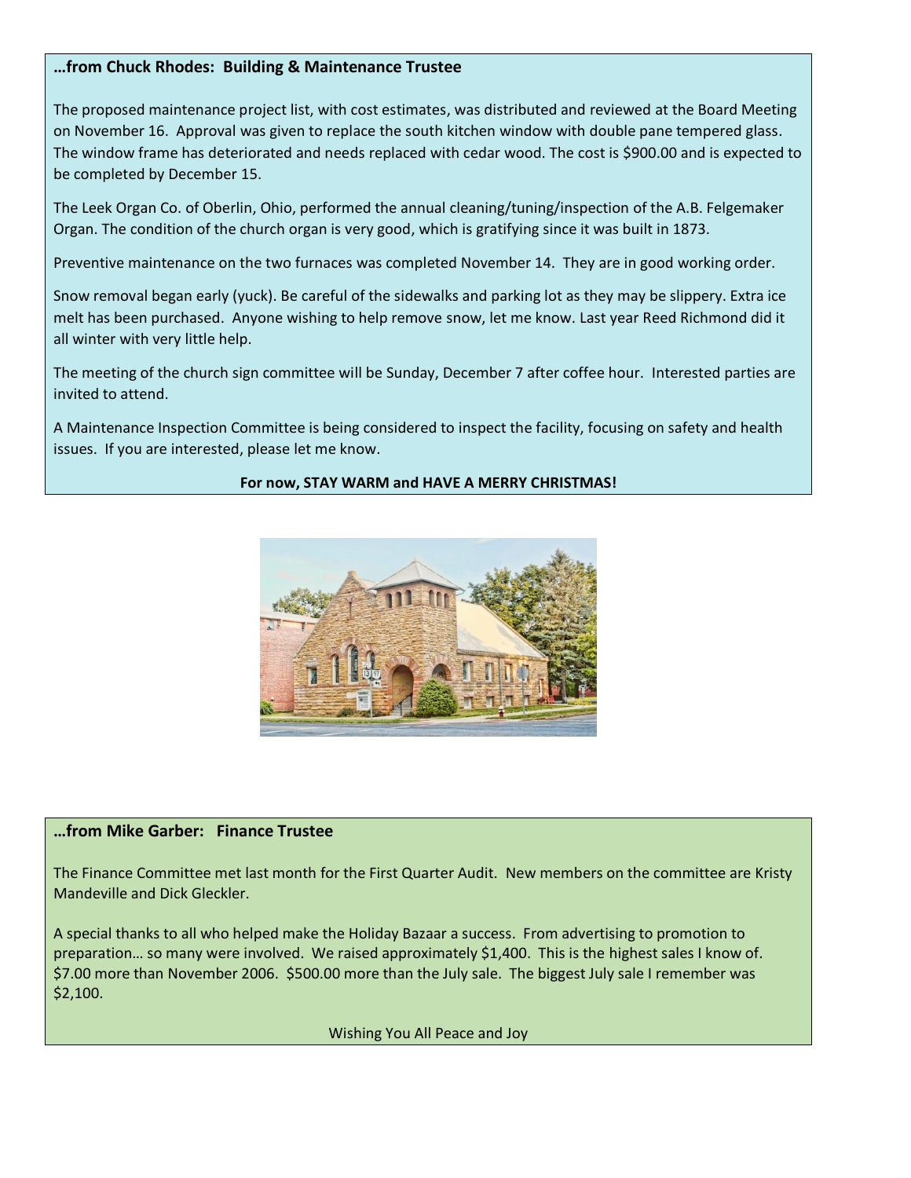### …from Chuck Rhodes: Building & Maintenance Trustee

The proposed maintenance project list, with cost estimates, was distributed and reviewed at the Board Meeting on November 16. Approval was given to replace the south kitchen window with double pane tempered glass. The window frame has deteriorated and needs replaced with cedar wood. The cost is $900.00 and is expected to be completed by December 15.

The Leek Organ Co. of Oberlin, Ohio, performed the annual cleaning/tuning/inspection of the A.B. Felgemaker Organ. The condition of the church organ is very good, which is gratifying since it was built in 1873.

Preventive maintenance on the two furnaces was completed November 14. They are in good working order.

Snow removal began early (yuck). Be careful of the sidewalks and parking lot as they may be slippery. Extra ice melt has been purchased. Anyone wishing to help remove snow, let me know. Last year Reed Richmond did it all winter with very little help.

The meeting of the church sign committee will be Sunday, December 7 after coffee hour. Interested parties are invited to attend.

A Maintenance Inspection Committee is being considered to inspect the facility, focusing on safety and health issues. If you are interested, please let me know.

**For now, STAY WARM and HAVE A MERRY CHRISTMAS!**

### …from Mike Garber: Finance Trustee

The Finance Committee met last month for the First Quarter Audit. New members on the committee are Kristy Mandeville and Dick Gleckler.

A special thanks to all who helped make the Holiday Bazaar a success. From advertising to promotion to preparation… so many were involved. We raised approximately $1,400. This is the highest sales I know of. $7.00 more than November 2006. $500.00 more than the July sale. The biggest July sale I remember was $2,100.

Wishing You All Peace and Joy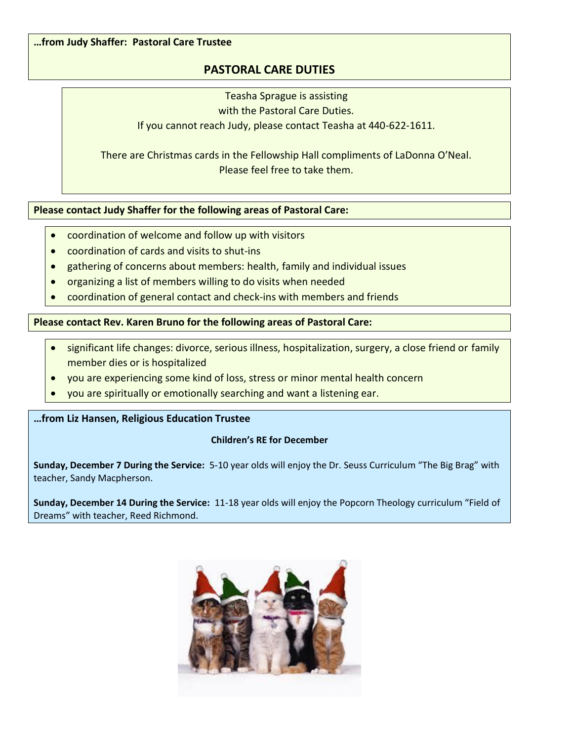**…from Judy Shaffer: Pastoral Care Trustee**

## PASTORAL CARE DUTIES

Teasha Sprague is assisting
with the Pastoral Care Duties.
If you cannot reach Judy, please contact Teasha at 440-622-1611.

There are Christmas cards in the Fellowship Hall compliments of LaDonna O'Neal.
Please feel free to take them.

**Please contact Judy Shaffer for the following areas of Pastoral Care:**

- coordination of welcome and follow up with visitors
- coordination of cards and visits to shut-ins
- gathering of concerns about members: health, family and individual issues
- organizing a list of members willing to do visits when needed
- coordination of general contact and check-ins with members and friends

**Please contact Rev. Karen Bruno for the following areas of Pastoral Care:**

- significant life changes: divorce, serious illness, hospitalization, surgery, a close friend or family member dies or is hospitalized
- you are experiencing some kind of loss, stress or minor mental health concern
- you are spiritually or emotionally searching and want a listening ear.

**…from Liz Hansen, Religious Education Trustee**

### Children's RE for December

**Sunday, December 7 During the Service:** 5-10 year olds will enjoy the Dr. Seuss Curriculum "The Big Brag" with teacher, Sandy Macpherson.

**Sunday, December 14 During the Service:** 11-18 year olds will enjoy the Popcorn Theology curriculum "Field of Dreams" with teacher, Reed Richmond.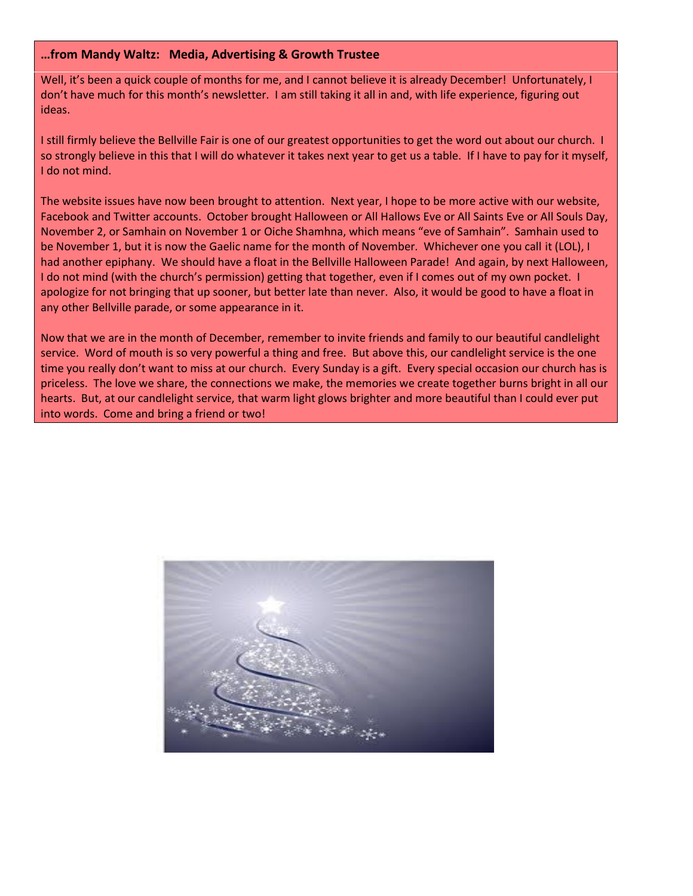**…from Mandy Waltz: Media, Advertising & Growth Trustee**

Well, it's been a quick couple of months for me, and I cannot believe it is already December! Unfortunately, I don't have much for this month's newsletter. I am still taking it all in and, with life experience, figuring out ideas.

I still firmly believe the Bellville Fair is one of our greatest opportunities to get the word out about our church. I so strongly believe in this that I will do whatever it takes next year to get us a table. If I have to pay for it myself, I do not mind.

The website issues have now been brought to attention. Next year, I hope to be more active with our website, Facebook and Twitter accounts. October brought Halloween or All Hallows Eve or All Saints Eve or All Souls Day, November 2, or Samhain on November 1 or Oiche Shamhna, which means "eve of Samhain". Samhain used to be November 1, but it is now the Gaelic name for the month of November. Whichever one you call it (LOL), I had another epiphany. We should have a float in the Bellville Halloween Parade! And again, by next Halloween, I do not mind (with the church's permission) getting that together, even if I comes out of my own pocket. I apologize for not bringing that up sooner, but better late than never. Also, it would be good to have a float in any other Bellville parade, or some appearance in it.

Now that we are in the month of December, remember to invite friends and family to our beautiful candlelight service. Word of mouth is so very powerful a thing and free. But above this, our candlelight service is the one time you really don't want to miss at our church. Every Sunday is a gift. Every special occasion our church has is priceless. The love we share, the connections we make, the memories we create together burns bright in all our hearts. But, at our candlelight service, that warm light glows brighter and more beautiful than I could ever put into words. Come and bring a friend or two!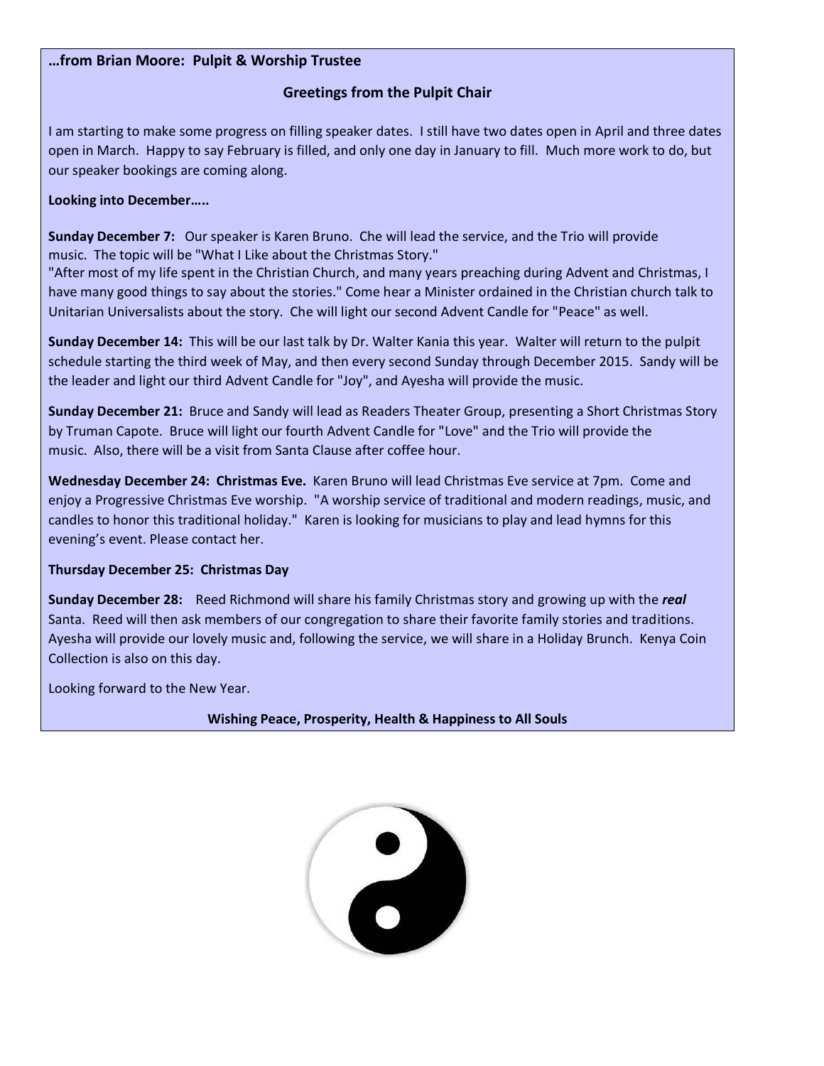**…from Brian Moore: Pulpit & Worship Trustee**

## Greetings from the Pulpit Chair

I am starting to make some progress on filling speaker dates. I still have two dates open in April and three dates open in March. Happy to say February is filled, and only one day in January to fill. Much more work to do, but our speaker bookings are coming along.

**Looking into December…..**

**Sunday December 7:** Our speaker is Karen Bruno. Che will lead the service, and the Trio will provide music. The topic will be "What I Like about the Christmas Story."
"After most of my life spent in the Christian Church, and many years preaching during Advent and Christmas, I have many good things to say about the stories." Come hear a Minister ordained in the Christian church talk to Unitarian Universalists about the story. Che will light our second Advent Candle for "Peace" as well.

**Sunday December 14:** This will be our last talk by Dr. Walter Kania this year. Walter will return to the pulpit schedule starting the third week of May, and then every second Sunday through December 2015. Sandy will be the leader and light our third Advent Candle for "Joy", and Ayesha will provide the music.

**Sunday December 21:** Bruce and Sandy will lead as Readers Theater Group, presenting a Short Christmas Story by Truman Capote. Bruce will light our fourth Advent Candle for "Love" and the Trio will provide the music. Also, there will be a visit from Santa Clause after coffee hour.

**Wednesday December 24: Christmas Eve.** Karen Bruno will lead Christmas Eve service at 7pm. Come and enjoy a Progressive Christmas Eve worship. "A worship service of traditional and modern readings, music, and candles to honor this traditional holiday." Karen is looking for musicians to play and lead hymns for this evening's event. Please contact her.

**Thursday December 25: Christmas Day**

**Sunday December 28:** Reed Richmond will share his family Christmas story and growing up with the ***real*** Santa. Reed will then ask members of our congregation to share their favorite family stories and traditions. Ayesha will provide our lovely music and, following the service, we will share in a Holiday Brunch. Kenya Coin Collection is also on this day.

Looking forward to the New Year.

**Wishing Peace, Prosperity, Health & Happiness to All Souls**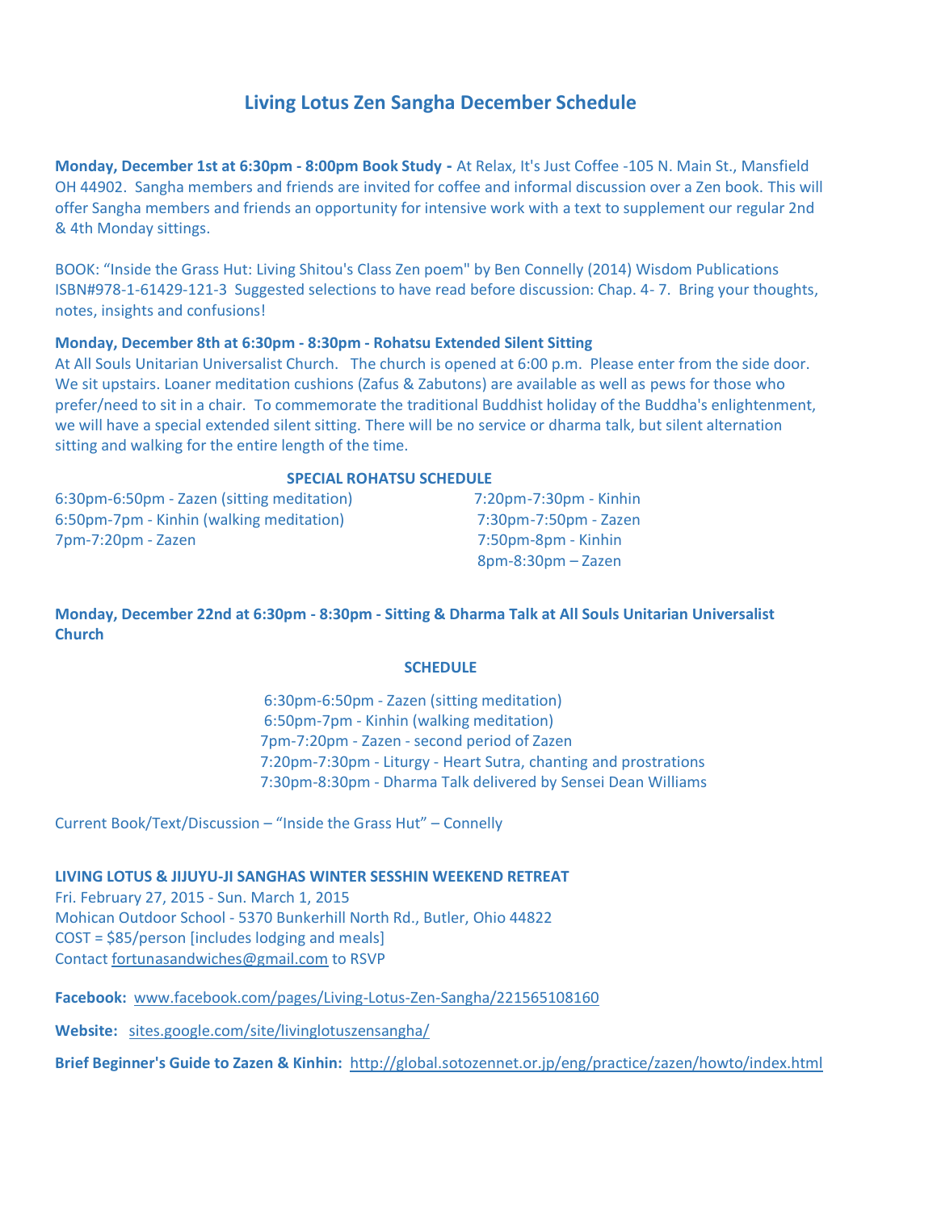# Living Lotus Zen Sangha December Schedule

**Monday, December 1st at 6:30pm - 8:00pm Book Study -** At Relax, It's Just Coffee -105 N. Main St., Mansfield OH 44902. Sangha members and friends are invited for coffee and informal discussion over a Zen book. This will offer Sangha members and friends an opportunity for intensive work with a text to supplement our regular 2nd & 4th Monday sittings.

BOOK: "Inside the Grass Hut: Living Shitou's Class Zen poem" by Ben Connelly (2014) Wisdom Publications ISBN#978-1-61429-121-3 Suggested selections to have read before discussion: Chap. 4- 7. Bring your thoughts, notes, insights and confusions!

**Monday, December 8th at 6:30pm - 8:30pm - Rohatsu Extended Silent Sitting**
At All Souls Unitarian Universalist Church. The church is opened at 6:00 p.m. Please enter from the side door. We sit upstairs. Loaner meditation cushions (Zafus & Zabutons) are available as well as pews for those who prefer/need to sit in a chair. To commemorate the traditional Buddhist holiday of the Buddha's enlightenment, we will have a special extended silent sitting. There will be no service or dharma talk, but silent alternation sitting and walking for the entire length of the time.

**SPECIAL ROHATSU SCHEDULE**

6:30pm-6:50pm - Zazen (sitting meditation)
6:50pm-7pm - Kinhin (walking meditation)
7pm-7:20pm - Zazen
7:20pm-7:30pm - Kinhin
7:30pm-7:50pm - Zazen
7:50pm-8pm - Kinhin
8pm-8:30pm – Zazen

**Monday, December 22nd at 6:30pm - 8:30pm - Sitting & Dharma Talk at All Souls Unitarian Universalist Church**

**SCHEDULE**

6:30pm-6:50pm - Zazen (sitting meditation)
6:50pm-7pm - Kinhin (walking meditation)
7pm-7:20pm - Zazen - second period of Zazen
7:20pm-7:30pm - Liturgy - Heart Sutra, chanting and prostrations
7:30pm-8:30pm - Dharma Talk delivered by Sensei Dean Williams

Current Book/Text/Discussion – "Inside the Grass Hut" – Connelly

**LIVING LOTUS & JIJUYU-JI SANGHAS WINTER SESSHIN WEEKEND RETREAT**
Fri. February 27, 2015 - Sun. March 1, 2015
Mohican Outdoor School - 5370 Bunkerhill North Rd., Butler, Ohio 44822
COST = $85/person [includes lodging and meals]
Contact fortunasandwiches@gmail.com to RSVP

**Facebook:** www.facebook.com/pages/Living-Lotus-Zen-Sangha/221565108160

**Website:** sites.google.com/site/livinglotuszensangha/

**Brief Beginner's Guide to Zazen & Kinhin:** http://global.sotozennet.or.jp/eng/practice/zazen/howto/index.html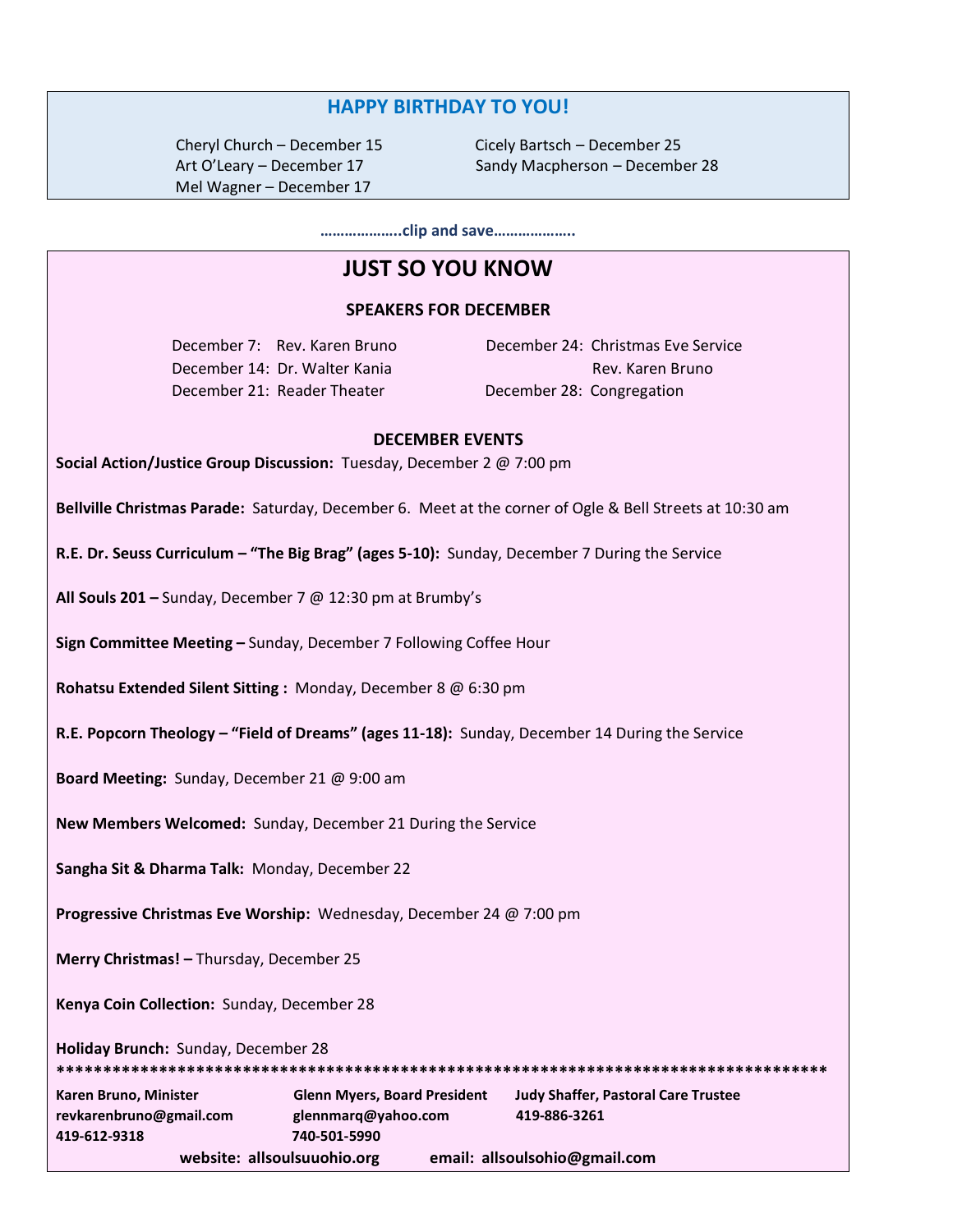## HAPPY BIRTHDAY TO YOU!

Cheryl Church – December 15
Art O'Leary – December 17
Mel Wagner – December 17
Cicely Bartsch – December 25
Sandy Macpherson – December 28

………………..clip and save………………..

# JUST SO YOU KNOW

### SPEAKERS FOR DECEMBER

December 7: Rev. Karen Bruno
December 14: Dr. Walter Kania
December 21: Reader Theater
December 24: Christmas Eve Service
Rev. Karen Bruno
December 28: Congregation

### DECEMBER EVENTS

**Social Action/Justice Group Discussion:** Tuesday, December 2 @ 7:00 pm

**Bellville Christmas Parade:** Saturday, December 6. Meet at the corner of Ogle & Bell Streets at 10:30 am

**R.E. Dr. Seuss Curriculum – "The Big Brag" (ages 5-10):** Sunday, December 7 During the Service

**All Souls 201 –** Sunday, December 7 @ 12:30 pm at Brumby's

**Sign Committee Meeting –** Sunday, December 7 Following Coffee Hour

**Rohatsu Extended Silent Sitting :** Monday, December 8 @ 6:30 pm

**R.E. Popcorn Theology – "Field of Dreams" (ages 11-18):** Sunday, December 14 During the Service

**Board Meeting:** Sunday, December 21 @ 9:00 am

**New Members Welcomed:** Sunday, December 21 During the Service

**Sangha Sit & Dharma Talk:** Monday, December 22

**Progressive Christmas Eve Worship:** Wednesday, December 24 @ 7:00 pm

**Merry Christmas! –** Thursday, December 25

**Kenya Coin Collection:** Sunday, December 28

**Holiday Brunch:** Sunday, December 28

**************************************************************************************

**Karen Bruno, Minister**
**revkarenbruno@gmail.com**
**419-612-9318**

**Glenn Myers, Board President**
**glennmarq@yahoo.com**
**740-501-5990**

**Judy Shaffer, Pastoral Care Trustee**
**419-886-3261**

**website: allsoulsuuohio.org** **email: allsoulsohio@gmail.com**